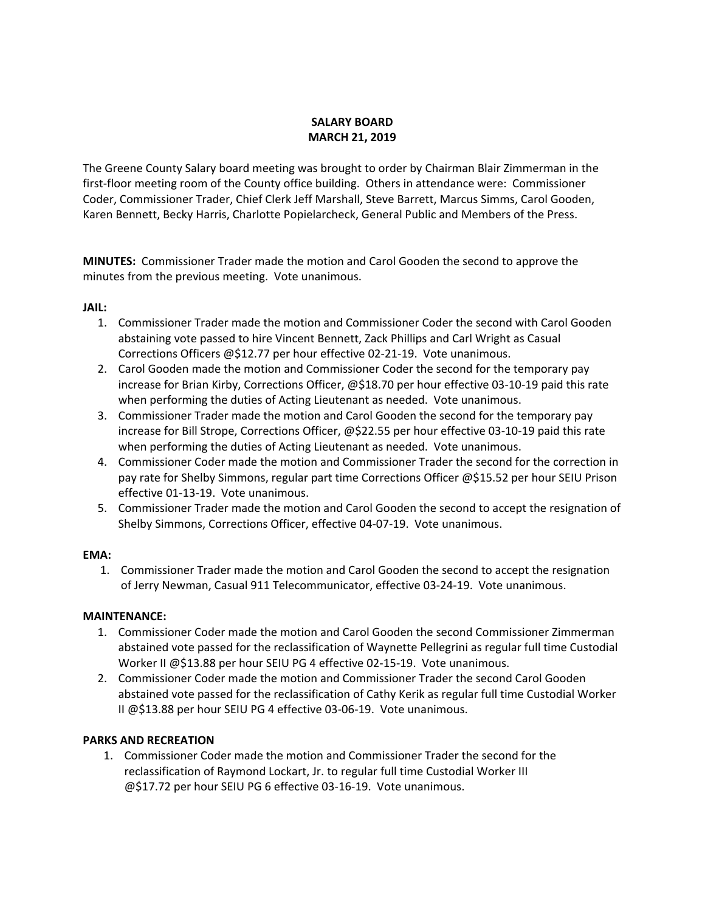**SALARY BOARD**
**MARCH 21, 2019**

The Greene County Salary board meeting was brought to order by Chairman Blair Zimmerman in the first-floor meeting room of the County office building. Others in attendance were: Commissioner Coder, Commissioner Trader, Chief Clerk Jeff Marshall, Steve Barrett, Marcus Simms, Carol Gooden, Karen Bennett, Becky Harris, Charlotte Popielarcheck, General Public and Members of the Press.

**MINUTES:** Commissioner Trader made the motion and Carol Gooden the second to approve the minutes from the previous meeting. Vote unanimous.

**JAIL:**

1. Commissioner Trader made the motion and Commissioner Coder the second with Carol Gooden abstaining vote passed to hire Vincent Bennett, Zack Phillips and Carl Wright as Casual Corrections Officers @$12.77 per hour effective 02-21-19. Vote unanimous.
2. Carol Gooden made the motion and Commissioner Coder the second for the temporary pay increase for Brian Kirby, Corrections Officer, @$18.70 per hour effective 03-10-19 paid this rate when performing the duties of Acting Lieutenant as needed. Vote unanimous.
3. Commissioner Trader made the motion and Carol Gooden the second for the temporary pay increase for Bill Strope, Corrections Officer, @$22.55 per hour effective 03-10-19 paid this rate when performing the duties of Acting Lieutenant as needed. Vote unanimous.
4. Commissioner Coder made the motion and Commissioner Trader the second for the correction in pay rate for Shelby Simmons, regular part time Corrections Officer @$15.52 per hour SEIU Prison effective 01-13-19. Vote unanimous.
5. Commissioner Trader made the motion and Carol Gooden the second to accept the resignation of Shelby Simmons, Corrections Officer, effective 04-07-19. Vote unanimous.

**EMA:**

1. Commissioner Trader made the motion and Carol Gooden the second to accept the resignation of Jerry Newman, Casual 911 Telecommunicator, effective 03-24-19. Vote unanimous.

**MAINTENANCE:**

1. Commissioner Coder made the motion and Carol Gooden the second Commissioner Zimmerman abstained vote passed for the reclassification of Waynette Pellegrini as regular full time Custodial Worker II @$13.88 per hour SEIU PG 4 effective 02-15-19. Vote unanimous.
2. Commissioner Coder made the motion and Commissioner Trader the second Carol Gooden abstained vote passed for the reclassification of Cathy Kerik as regular full time Custodial Worker II @$13.88 per hour SEIU PG 4 effective 03-06-19. Vote unanimous.

**PARKS AND RECREATION**

1. Commissioner Coder made the motion and Commissioner Trader the second for the reclassification of Raymond Lockart, Jr. to regular full time Custodial Worker III @$17.72 per hour SEIU PG 6 effective 03-16-19. Vote unanimous.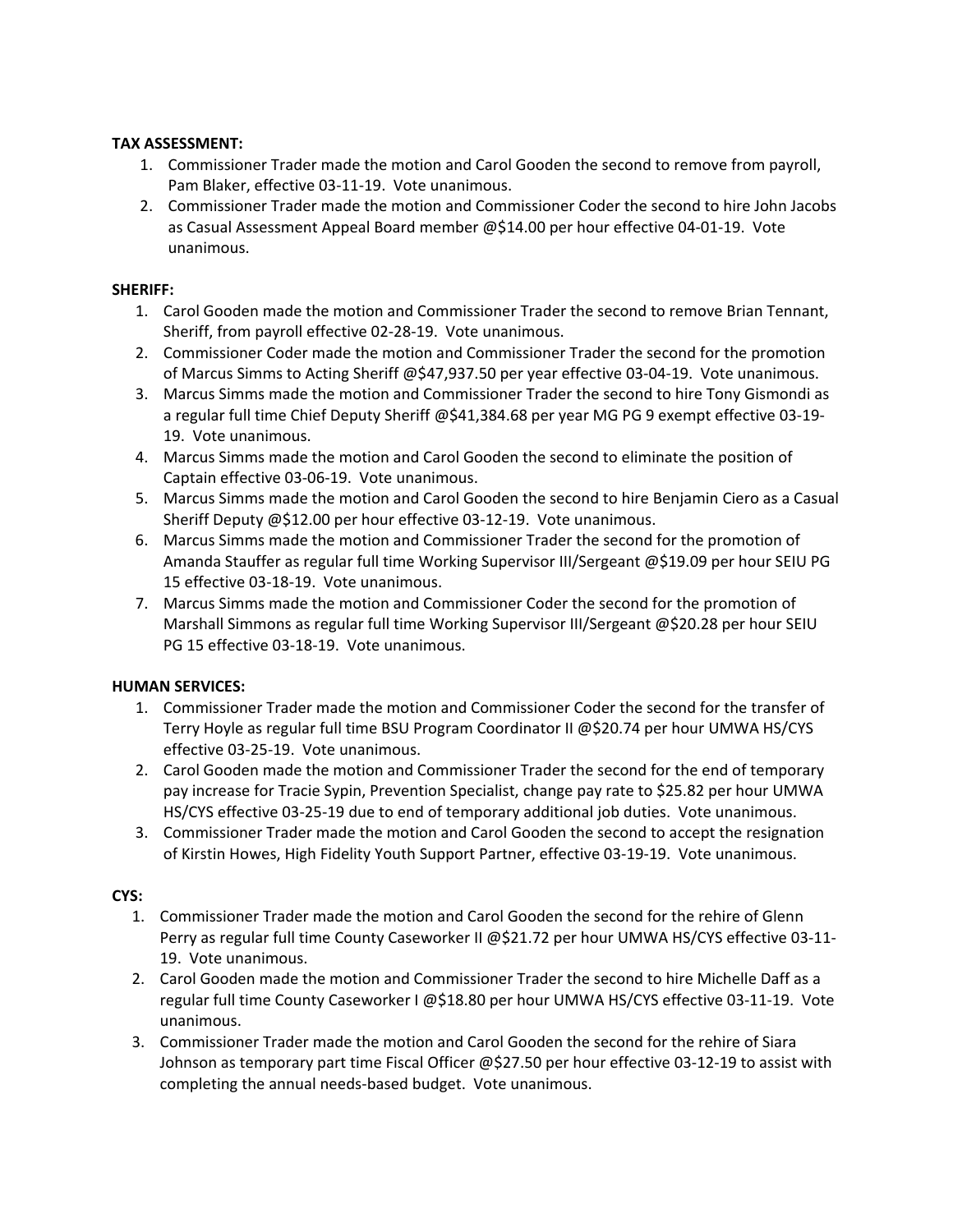**TAX ASSESSMENT:**

1. Commissioner Trader made the motion and Carol Gooden the second to remove from payroll, Pam Blaker, effective 03-11-19. Vote unanimous.
2. Commissioner Trader made the motion and Commissioner Coder the second to hire John Jacobs as Casual Assessment Appeal Board member @$14.00 per hour effective 04-01-19. Vote unanimous.

**SHERIFF:**

1. Carol Gooden made the motion and Commissioner Trader the second to remove Brian Tennant, Sheriff, from payroll effective 02-28-19. Vote unanimous.
2. Commissioner Coder made the motion and Commissioner Trader the second for the promotion of Marcus Simms to Acting Sheriff @$47,937.50 per year effective 03-04-19. Vote unanimous.
3. Marcus Simms made the motion and Commissioner Trader the second to hire Tony Gismondi as a regular full time Chief Deputy Sheriff @$41,384.68 per year MG PG 9 exempt effective 03-19-19. Vote unanimous.
4. Marcus Simms made the motion and Carol Gooden the second to eliminate the position of Captain effective 03-06-19. Vote unanimous.
5. Marcus Simms made the motion and Carol Gooden the second to hire Benjamin Ciero as a Casual Sheriff Deputy @$12.00 per hour effective 03-12-19. Vote unanimous.
6. Marcus Simms made the motion and Commissioner Trader the second for the promotion of Amanda Stauffer as regular full time Working Supervisor III/Sergeant @$19.09 per hour SEIU PG 15 effective 03-18-19. Vote unanimous.
7. Marcus Simms made the motion and Commissioner Coder the second for the promotion of Marshall Simmons as regular full time Working Supervisor III/Sergeant @$20.28 per hour SEIU PG 15 effective 03-18-19. Vote unanimous.

**HUMAN SERVICES:**

1. Commissioner Trader made the motion and Commissioner Coder the second for the transfer of Terry Hoyle as regular full time BSU Program Coordinator II @$20.74 per hour UMWA HS/CYS effective 03-25-19. Vote unanimous.
2. Carol Gooden made the motion and Commissioner Trader the second for the end of temporary pay increase for Tracie Sypin, Prevention Specialist, change pay rate to $25.82 per hour UMWA HS/CYS effective 03-25-19 due to end of temporary additional job duties. Vote unanimous.
3. Commissioner Trader made the motion and Carol Gooden the second to accept the resignation of Kirstin Howes, High Fidelity Youth Support Partner, effective 03-19-19. Vote unanimous.

**CYS:**

1. Commissioner Trader made the motion and Carol Gooden the second for the rehire of Glenn Perry as regular full time County Caseworker II @$21.72 per hour UMWA HS/CYS effective 03-11-19. Vote unanimous.
2. Carol Gooden made the motion and Commissioner Trader the second to hire Michelle Daff as a regular full time County Caseworker I @$18.80 per hour UMWA HS/CYS effective 03-11-19. Vote unanimous.
3. Commissioner Trader made the motion and Carol Gooden the second for the rehire of Siara Johnson as temporary part time Fiscal Officer @$27.50 per hour effective 03-12-19 to assist with completing the annual needs-based budget. Vote unanimous.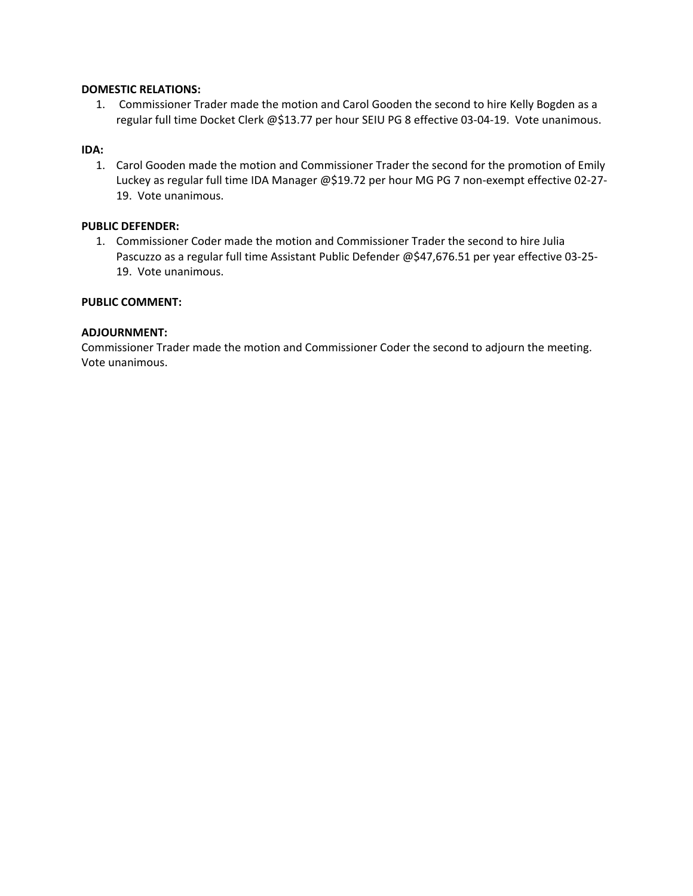**DOMESTIC RELATIONS:**

1. Commissioner Trader made the motion and Carol Gooden the second to hire Kelly Bogden as a regular full time Docket Clerk @$13.77 per hour SEIU PG 8 effective 03-04-19. Vote unanimous.

**IDA:**

1. Carol Gooden made the motion and Commissioner Trader the second for the promotion of Emily Luckey as regular full time IDA Manager @$19.72 per hour MG PG 7 non-exempt effective 02-27-19. Vote unanimous.

**PUBLIC DEFENDER:**

1. Commissioner Coder made the motion and Commissioner Trader the second to hire Julia Pascuzzo as a regular full time Assistant Public Defender @$47,676.51 per year effective 03-25-19. Vote unanimous.

**PUBLIC COMMENT:**

**ADJOURNMENT:**

Commissioner Trader made the motion and Commissioner Coder the second to adjourn the meeting. Vote unanimous.